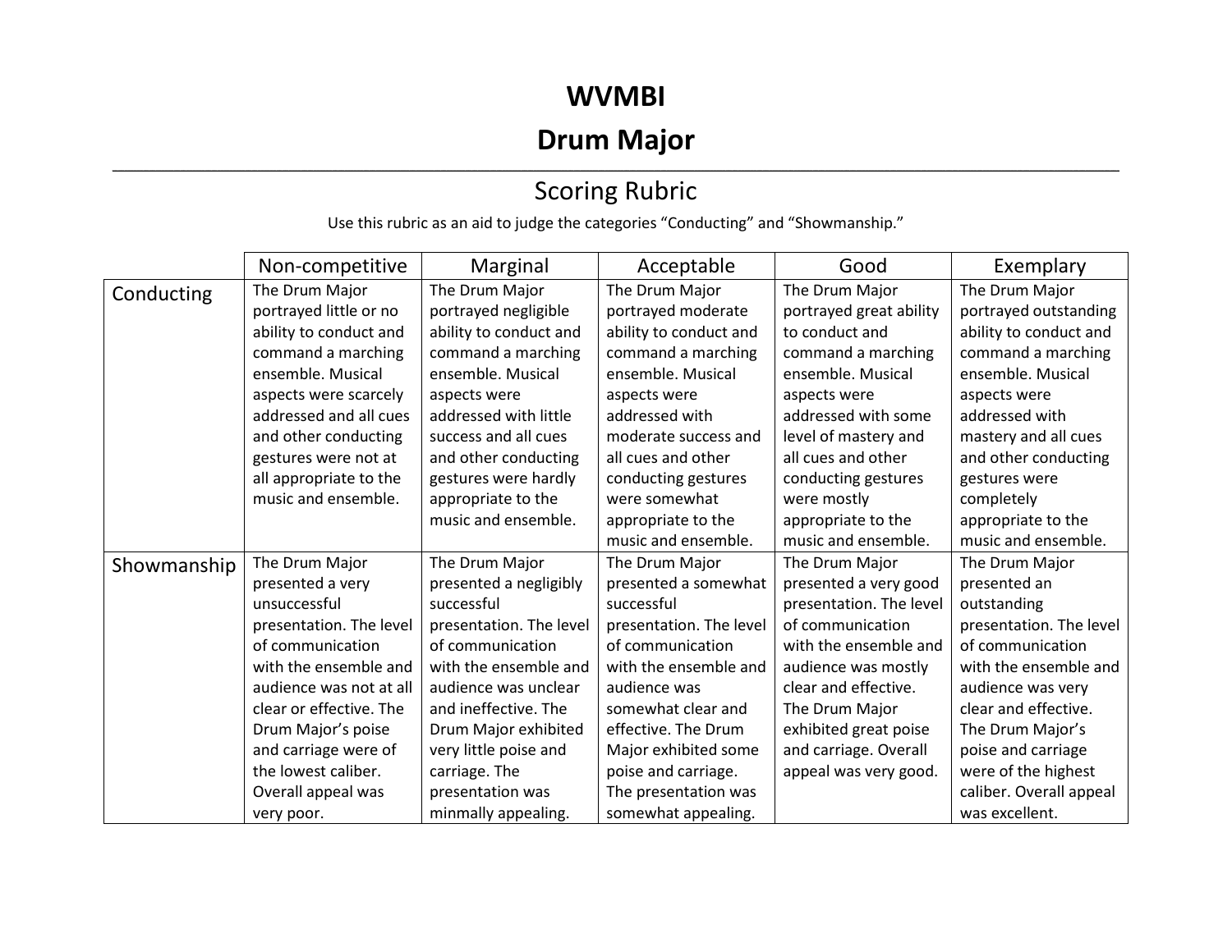# WVMBI

# Drum Major

---

## Scoring Rubric

Use this rubric as an aid to judge the categories "Conducting" and "Showmanship."

| | Non-competitive | Marginal | Acceptable | Good | Exemplary |
|---|---|---|---|---|---|
| Conducting | The Drum Major portrayed little or no ability to conduct and command a marching ensemble. Musical aspects were scarcely addressed and all cues and other conducting gestures were not at all appropriate to the music and ensemble. | The Drum Major portrayed negligible ability to conduct and command a marching ensemble. Musical aspects were addressed with little success and all cues and other conducting gestures were hardly appropriate to the music and ensemble. | The Drum Major portrayed moderate ability to conduct and command a marching ensemble. Musical aspects were addressed with moderate success and all cues and other conducting gestures were somewhat appropriate to the music and ensemble. | The Drum Major portrayed great ability to conduct and command a marching ensemble. Musical aspects were addressed with some level of mastery and all cues and other conducting gestures were mostly appropriate to the music and ensemble. | The Drum Major portrayed outstanding ability to conduct and command a marching ensemble. Musical aspects were addressed with mastery and all cues and other conducting gestures were completely appropriate to the music and ensemble. |
| Showmanship | The Drum Major presented a very unsuccessful presentation. The level of communication with the ensemble and audience was not at all clear or effective. The Drum Major's poise and carriage were of the lowest caliber. Overall appeal was very poor. | The Drum Major presented a negligibly successful presentation. The level of communication with the ensemble and audience was unclear and ineffective. The Drum Major exhibited very little poise and carriage. The presentation was minmally appealing. | The Drum Major presented a somewhat successful presentation. The level of communication with the ensemble and audience was somewhat clear and effective. The Drum Major exhibited some poise and carriage. The presentation was somewhat appealing. | The Drum Major presented a very good presentation. The level of communication with the ensemble and audience was mostly clear and effective. The Drum Major exhibited great poise and carriage. Overall appeal was very good. | The Drum Major presented an outstanding presentation. The level of communication with the ensemble and audience was very clear and effective. The Drum Major's poise and carriage were of the highest caliber. Overall appeal was excellent. |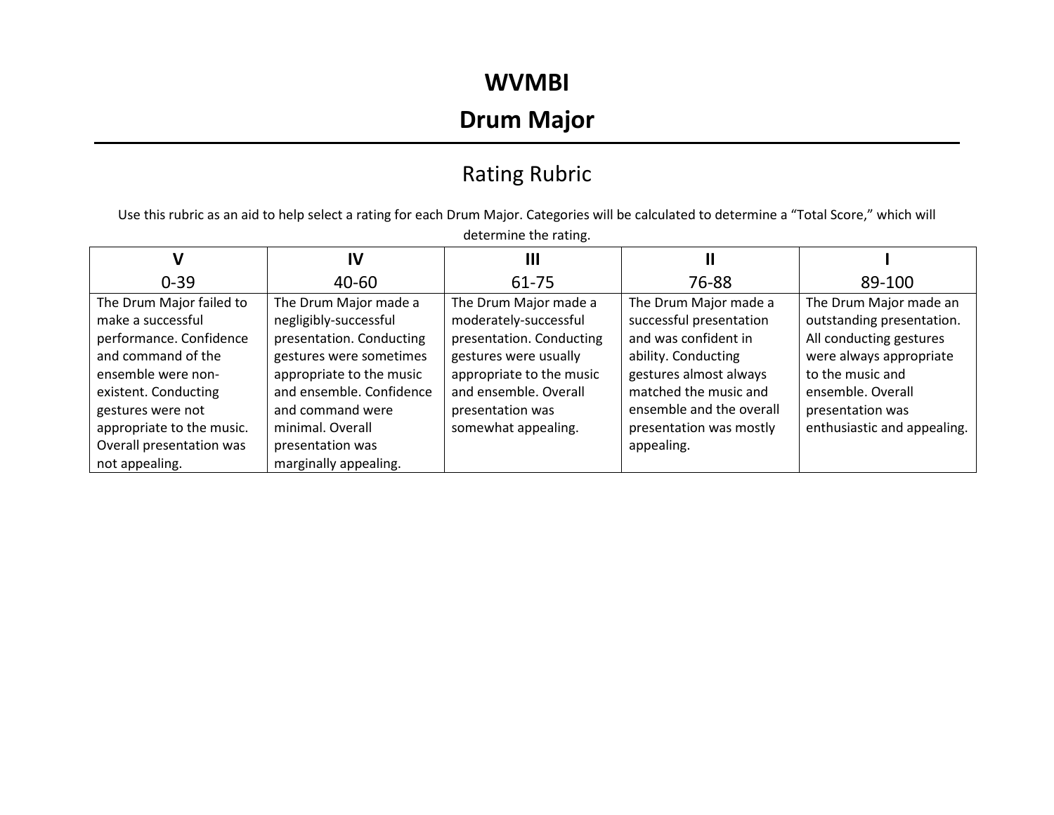# WVMBI

# Drum Major

## Rating Rubric

Use this rubric as an aid to help select a rating for each Drum Major. Categories will be calculated to determine a "Total Score," which will determine the rating.

| V<br>0-39 | IV<br>40-60 | III<br>61-75 | II<br>76-88 | I<br>89-100 |
|---|---|---|---|---|
| The Drum Major failed to make a successful performance. Confidence and command of the ensemble were non-existent. Conducting gestures were not appropriate to the music. Overall presentation was not appealing. | The Drum Major made a negligibly-successful presentation. Conducting gestures were sometimes appropriate to the music and ensemble. Confidence and command were minimal. Overall presentation was marginally appealing. | The Drum Major made a moderately-successful presentation. Conducting gestures were usually appropriate to the music and ensemble. Overall presentation was somewhat appealing. | The Drum Major made a successful presentation and was confident in ability. Conducting gestures almost always matched the music and ensemble and the overall presentation was mostly appealing. | The Drum Major made an outstanding presentation. All conducting gestures were always appropriate to the music and ensemble. Overall presentation was enthusiastic and appealing. |